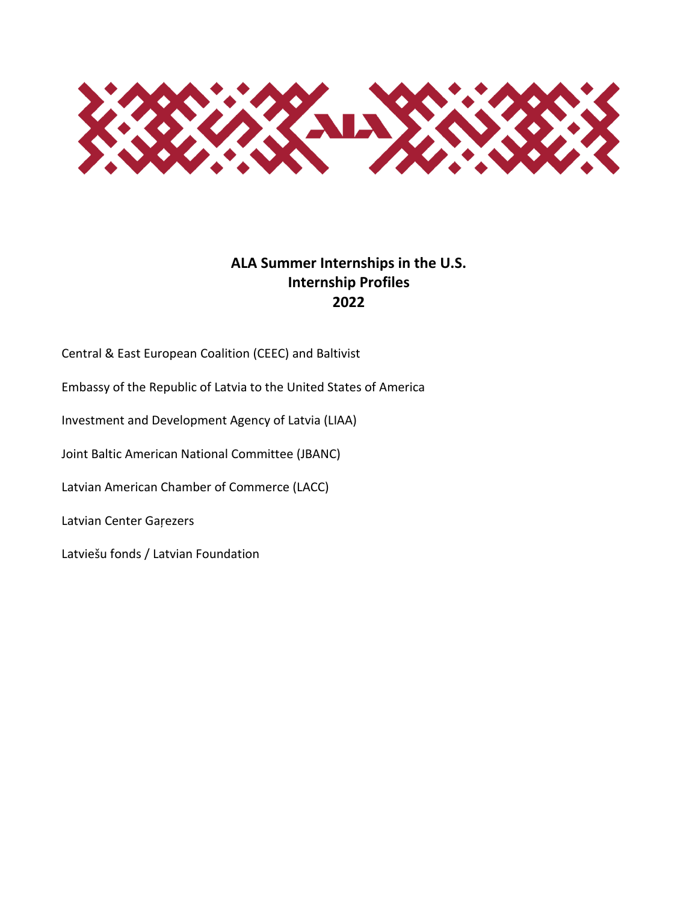# ALA Summer Internships in the U.S.
# Internship Profiles
# 2022

Central & East European Coalition (CEEC) and Baltivist

Embassy of the Republic of Latvia to the United States of America

Investment and Development Agency of Latvia (LIAA)

Joint Baltic American National Committee (JBANC)

Latvian American Chamber of Commerce (LACC)

Latvian Center Gaŗezers

Latviešu fonds / Latvian Foundation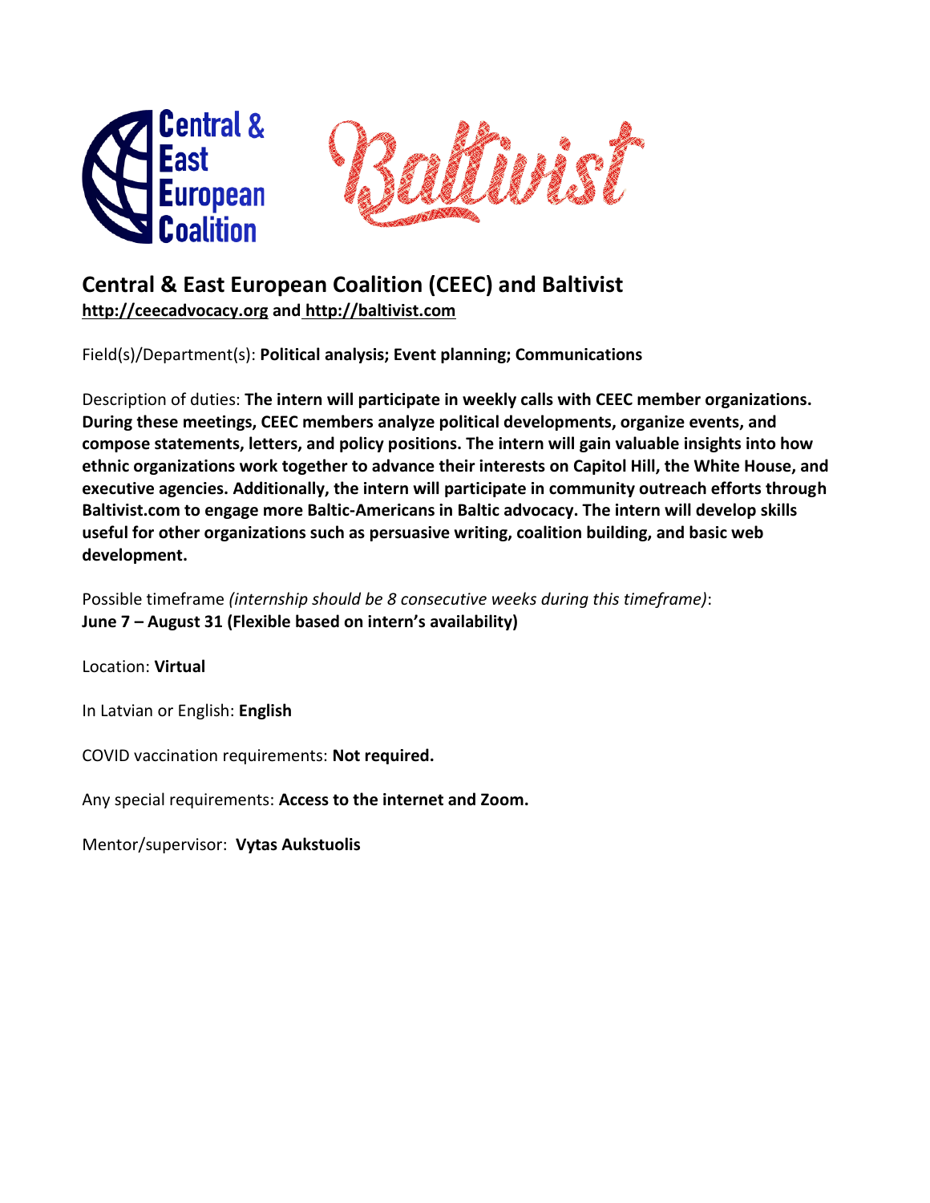## Central & East European Coalition (CEEC) and Baltivist

**http://ceecadvocacy.org and http://baltivist.com**

Field(s)/Department(s): **Political analysis; Event planning; Communications**

Description of duties: **The intern will participate in weekly calls with CEEC member organizations. During these meetings, CEEC members analyze political developments, organize events, and compose statements, letters, and policy positions. The intern will gain valuable insights into how ethnic organizations work together to advance their interests on Capitol Hill, the White House, and executive agencies. Additionally, the intern will participate in community outreach efforts through Baltivist.com to engage more Baltic-Americans in Baltic advocacy. The intern will develop skills useful for other organizations such as persuasive writing, coalition building, and basic web development.**

Possible timeframe *(internship should be 8 consecutive weeks during this timeframe)*: **June 7 – August 31 (Flexible based on intern's availability)**

Location: **Virtual**

In Latvian or English: **English**

COVID vaccination requirements: **Not required.**

Any special requirements: **Access to the internet and Zoom.**

Mentor/supervisor: **Vytas Aukstuolis**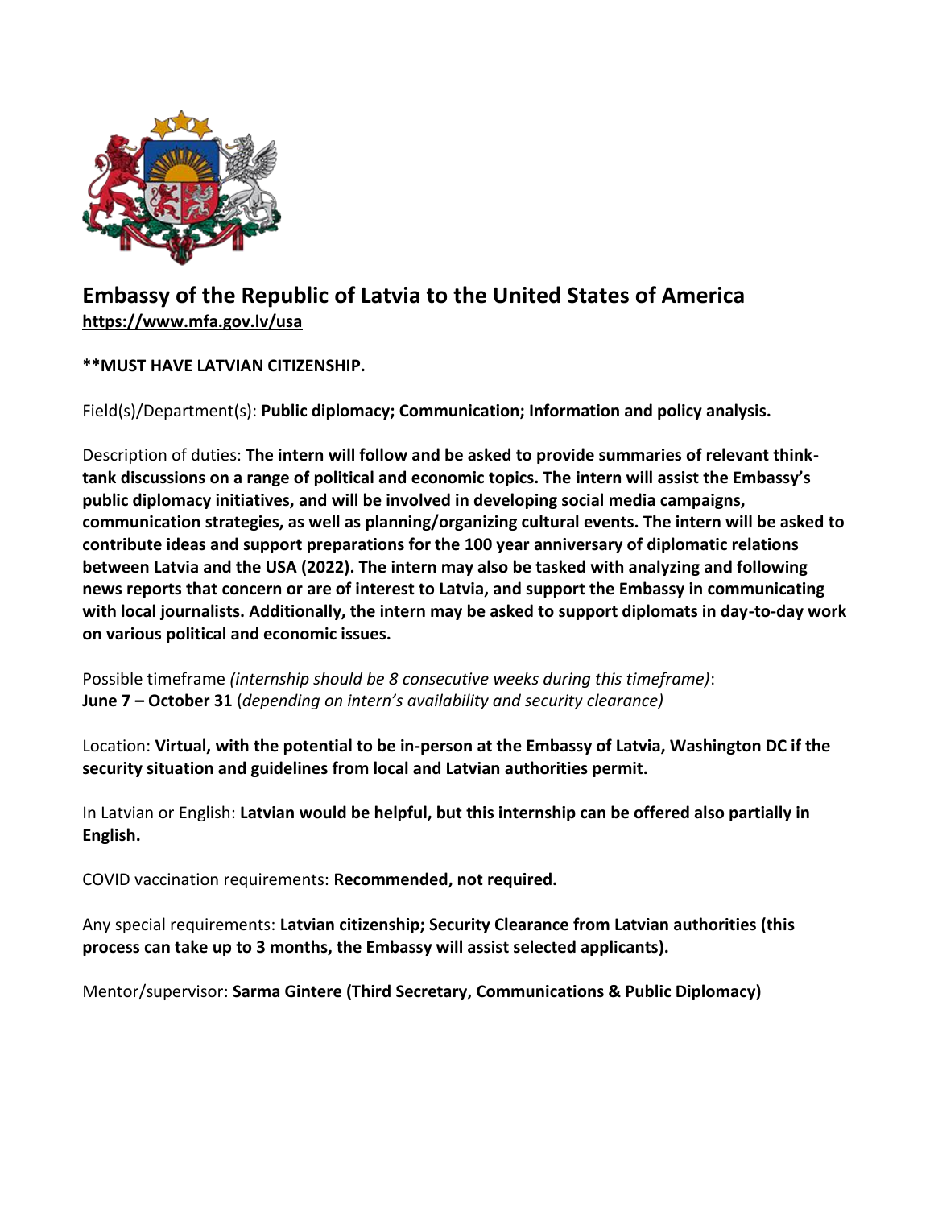## Embassy of the Republic of Latvia to the United States of America

**https://www.mfa.gov.lv/usa**

**\*\*MUST HAVE LATVIAN CITIZENSHIP.**

Field(s)/Department(s): **Public diplomacy; Communication; Information and policy analysis.**

Description of duties: **The intern will follow and be asked to provide summaries of relevant think-tank discussions on a range of political and economic topics. The intern will assist the Embassy's public diplomacy initiatives, and will be involved in developing social media campaigns, communication strategies, as well as planning/organizing cultural events. The intern will be asked to contribute ideas and support preparations for the 100 year anniversary of diplomatic relations between Latvia and the USA (2022). The intern may also be tasked with analyzing and following news reports that concern or are of interest to Latvia, and support the Embassy in communicating with local journalists. Additionally, the intern may be asked to support diplomats in day-to-day work on various political and economic issues.**

Possible timeframe *(internship should be 8 consecutive weeks during this timeframe)*:
**June 7 – October 31** (*depending on intern's availability and security clearance)*

Location: **Virtual, with the potential to be in-person at the Embassy of Latvia, Washington DC if the security situation and guidelines from local and Latvian authorities permit.**

In Latvian or English: **Latvian would be helpful, but this internship can be offered also partially in English.**

COVID vaccination requirements: **Recommended, not required.**

Any special requirements: **Latvian citizenship; Security Clearance from Latvian authorities (this process can take up to 3 months, the Embassy will assist selected applicants).**

Mentor/supervisor: **Sarma Gintere (Third Secretary, Communications & Public Diplomacy)**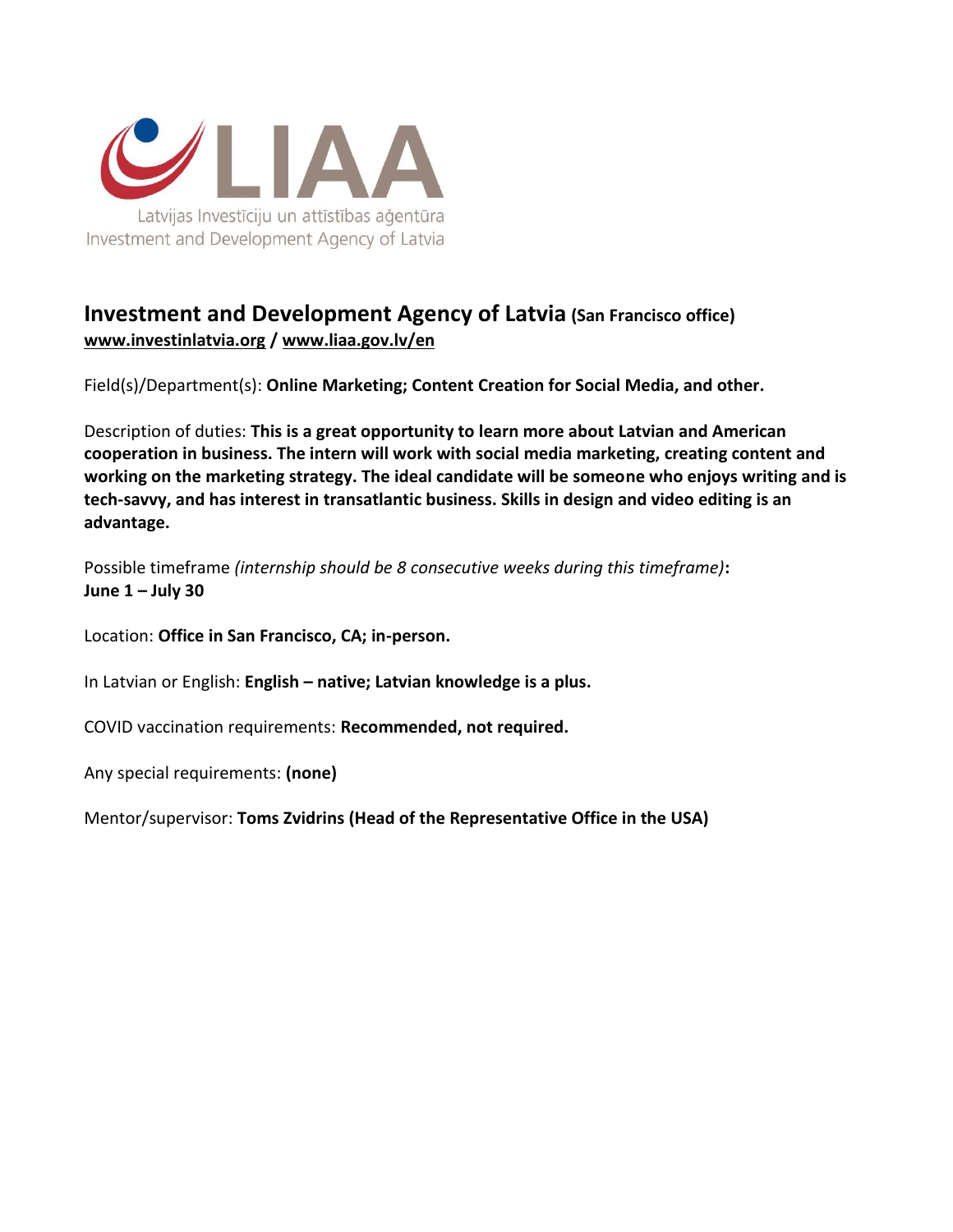LIAA

Latvijas Investīciju un attīstības aģentūra
Investment and Development Agency of Latvia

## Investment and Development Agency of Latvia (San Francisco office)

**www.investinlatvia.org / www.liaa.gov.lv/en**

Field(s)/Department(s): **Online Marketing; Content Creation for Social Media, and other.**

Description of duties: **This is a great opportunity to learn more about Latvian and American cooperation in business. The intern will work with social media marketing, creating content and working on the marketing strategy. The ideal candidate will be someone who enjoys writing and is tech-savvy, and has interest in transatlantic business. Skills in design and video editing is an advantage.**

Possible timeframe *(internship should be 8 consecutive weeks during this timeframe)***:**
**June 1 – July 30**

Location: **Office in San Francisco, CA; in-person.**

In Latvian or English: **English – native; Latvian knowledge is a plus.**

COVID vaccination requirements: **Recommended, not required.**

Any special requirements: **(none)**

Mentor/supervisor: **Toms Zvidrins (Head of the Representative Office in the USA)**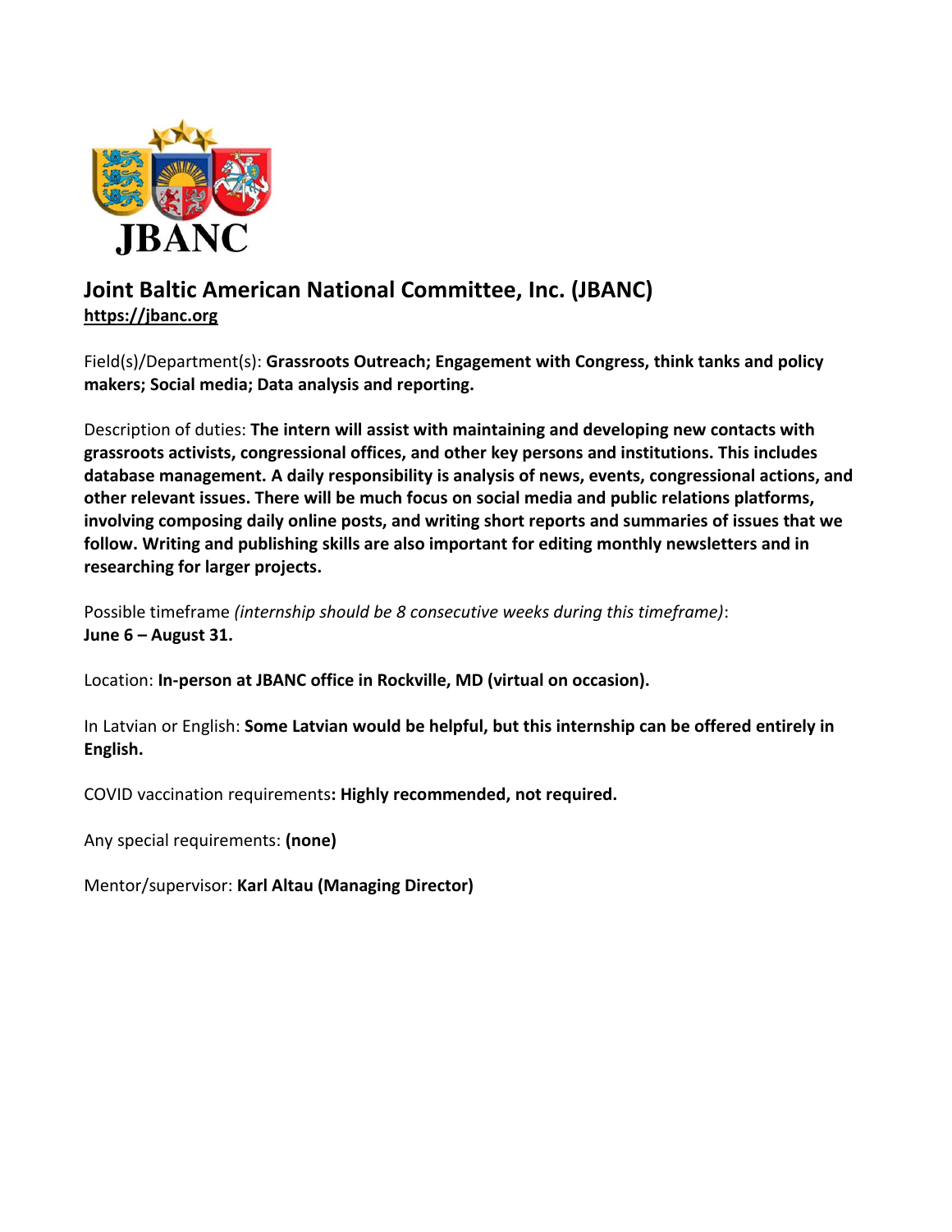## Joint Baltic American National Committee, Inc. (JBANC)

**https://jbanc.org**

Field(s)/Department(s): **Grassroots Outreach; Engagement with Congress, think tanks and policy makers; Social media; Data analysis and reporting.**

Description of duties: **The intern will assist with maintaining and developing new contacts with grassroots activists, congressional offices, and other key persons and institutions. This includes database management. A daily responsibility is analysis of news, events, congressional actions, and other relevant issues. There will be much focus on social media and public relations platforms, involving composing daily online posts, and writing short reports and summaries of issues that we follow. Writing and publishing skills are also important for editing monthly newsletters and in researching for larger projects.**

Possible timeframe *(internship should be 8 consecutive weeks during this timeframe)*:
**June 6 – August 31.**

Location: **In-person at JBANC office in Rockville, MD (virtual on occasion).**

In Latvian or English: **Some Latvian would be helpful, but this internship can be offered entirely in English.**

COVID vaccination requirements**: Highly recommended, not required.**

Any special requirements: **(none)**

Mentor/supervisor: **Karl Altau (Managing Director)**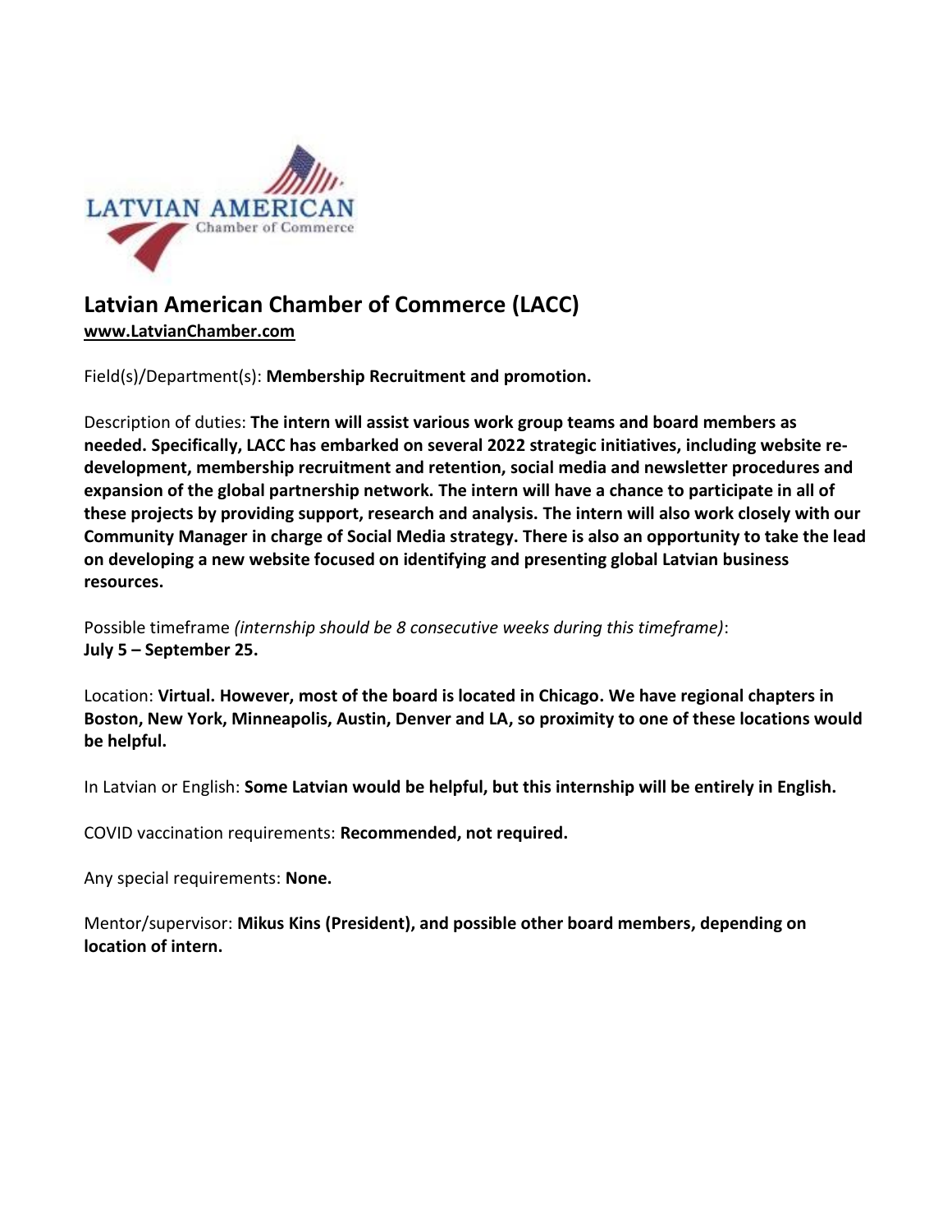## Latvian American Chamber of Commerce (LACC)

[www.LatvianChamber.com](http://www.LatvianChamber.com)

Field(s)/Department(s): **Membership Recruitment and promotion.**

Description of duties: **The intern will assist various work group teams and board members as needed. Specifically, LACC has embarked on several 2022 strategic initiatives, including website re-development, membership recruitment and retention, social media and newsletter procedures and expansion of the global partnership network. The intern will have a chance to participate in all of these projects by providing support, research and analysis. The intern will also work closely with our Community Manager in charge of Social Media strategy. There is also an opportunity to take the lead on developing a new website focused on identifying and presenting global Latvian business resources.**

Possible timeframe *(internship should be 8 consecutive weeks during this timeframe)*: **July 5 – September 25.**

Location: **Virtual. However, most of the board is located in Chicago. We have regional chapters in Boston, New York, Minneapolis, Austin, Denver and LA, so proximity to one of these locations would be helpful.**

In Latvian or English: **Some Latvian would be helpful, but this internship will be entirely in English.**

COVID vaccination requirements: **Recommended, not required.**

Any special requirements: **None.**

Mentor/supervisor: **Mikus Kins (President), and possible other board members, depending on location of intern.**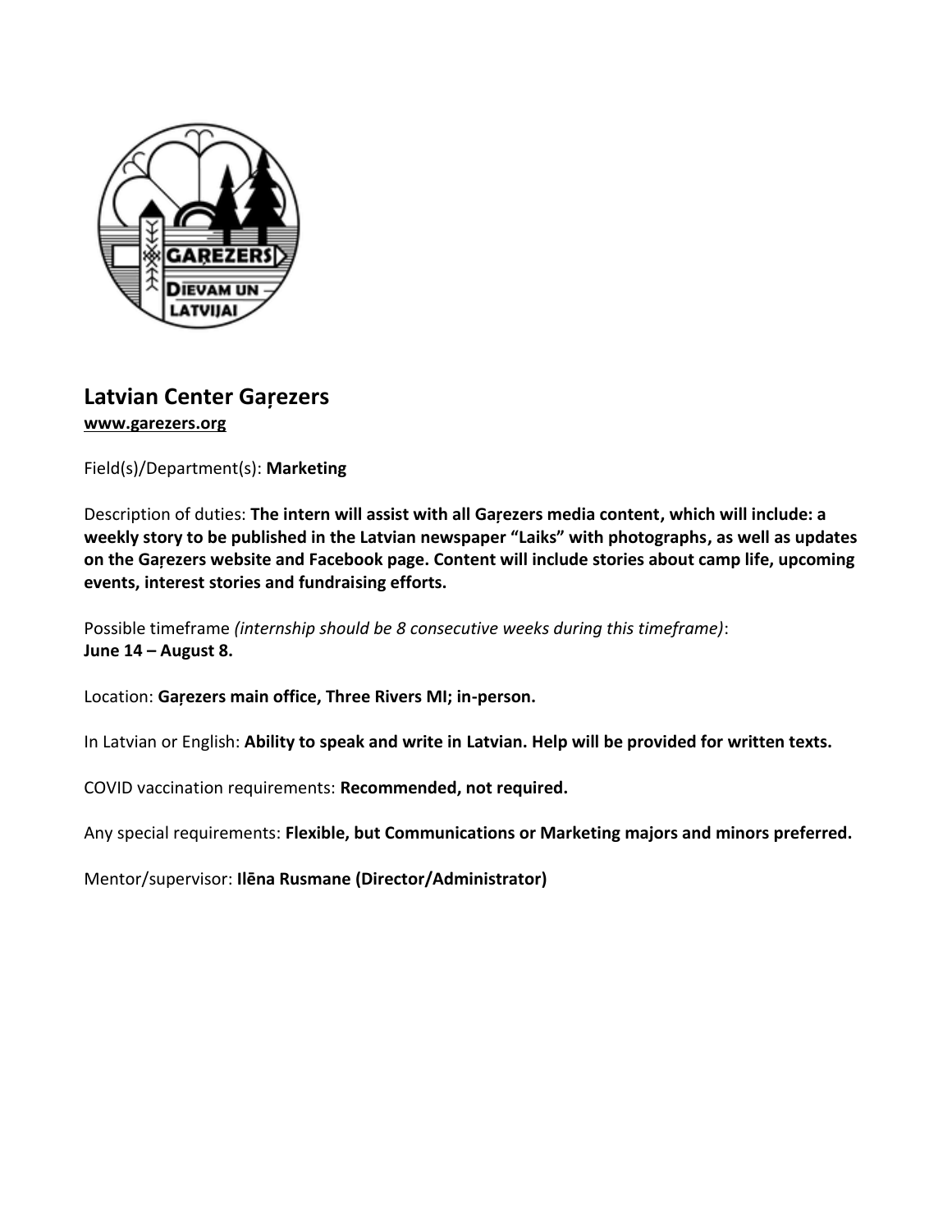## Latvian Center Gaŗezers

www.garezers.org

Field(s)/Department(s): **Marketing**

Description of duties: **The intern will assist with all Gaŗezers media content, which will include: a weekly story to be published in the Latvian newspaper "Laiks" with photographs, as well as updates on the Gaŗezers website and Facebook page. Content will include stories about camp life, upcoming events, interest stories and fundraising efforts.**

Possible timeframe *(internship should be 8 consecutive weeks during this timeframe)*:
**June 14 – August 8.**

Location: **Gaŗezers main office, Three Rivers MI; in-person.**

In Latvian or English: **Ability to speak and write in Latvian. Help will be provided for written texts.**

COVID vaccination requirements: **Recommended, not required.**

Any special requirements: **Flexible, but Communications or Marketing majors and minors preferred.**

Mentor/supervisor: **Ilēna Rusmane (Director/Administrator)**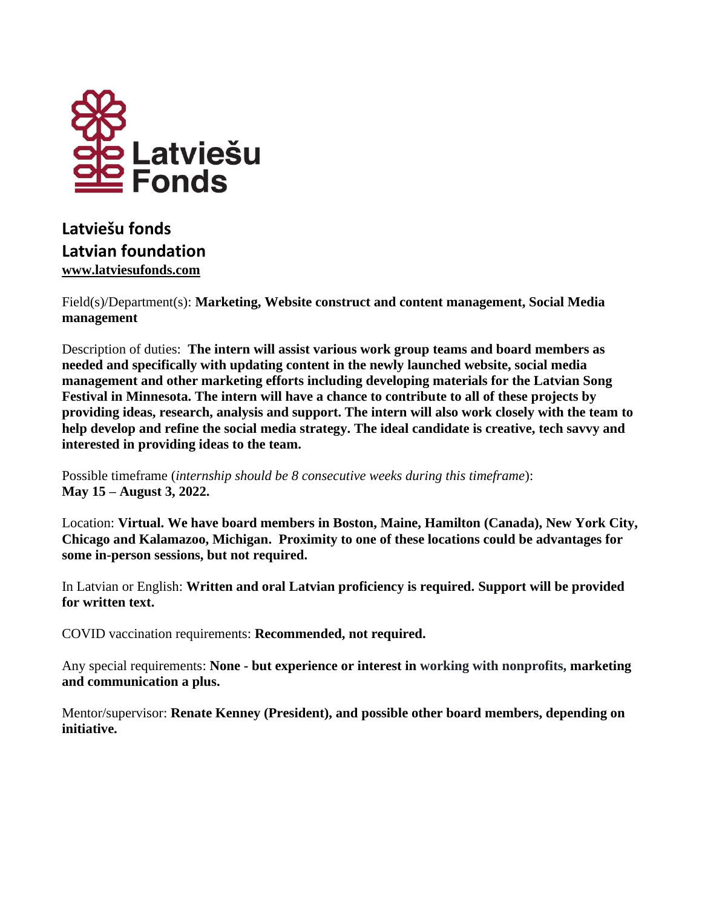**Latviešu fonds**
**Latvian foundation**
**www.latviesufonds.com**

Field(s)/Department(s): **Marketing, Website construct and content management, Social Media management**

Description of duties: **The intern will assist various work group teams and board members as needed and specifically with updating content in the newly launched website, social media management and other marketing efforts including developing materials for the Latvian Song Festival in Minnesota. The intern will have a chance to contribute to all of these projects by providing ideas, research, analysis and support. The intern will also work closely with the team to help develop and refine the social media strategy. The ideal candidate is creative, tech savvy and interested in providing ideas to the team.**

Possible timeframe (*internship should be 8 consecutive weeks during this timeframe*): **May 15 – August 3, 2022.**

Location: **Virtual. We have board members in Boston, Maine, Hamilton (Canada), New York City, Chicago and Kalamazoo, Michigan. Proximity to one of these locations could be advantages for some in-person sessions, but not required.**

In Latvian or English: **Written and oral Latvian proficiency is required. Support will be provided for written text.**

COVID vaccination requirements: **Recommended, not required.**

Any special requirements: **None - but experience or interest in working with nonprofits, marketing and communication a plus.**

Mentor/supervisor: **Renate Kenney (President), and possible other board members, depending on initiative.**